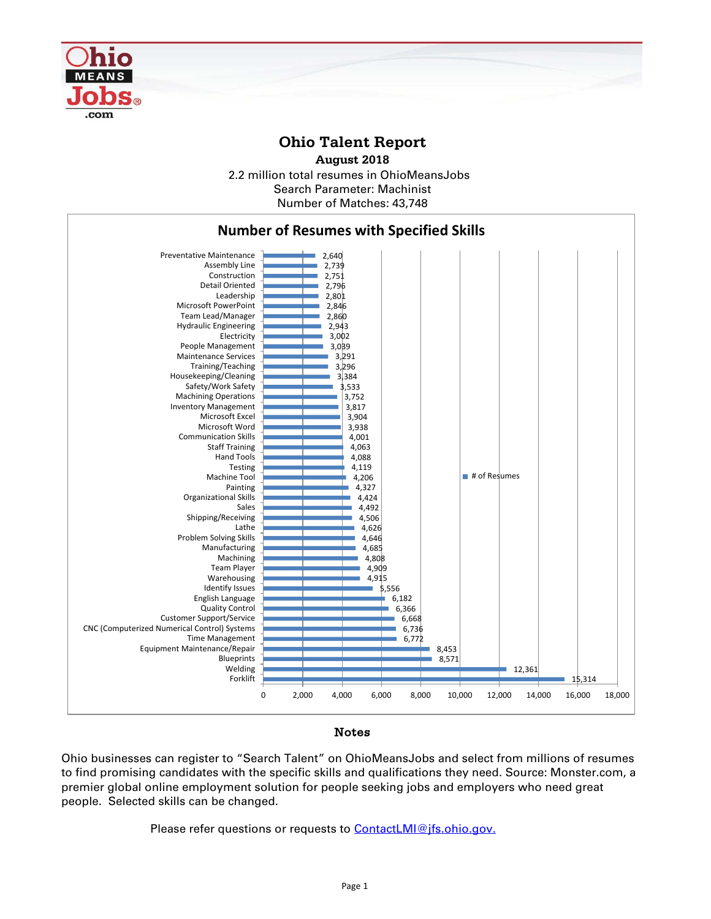# Ohio Talent Report

**August 2018**

2.2 million total resumes in OhioMeansJobs

Search Parameter: Machinist

Number of Matches: 43,748

## Number of Resumes with Specified Skills

| Skill | # of Resumes |
|---|---|
| Preventative Maintenance | 2,640 |
| Assembly Line | 2,739 |
| Construction | 2,751 |
| Detail Oriented | 2,796 |
| Leadership | 2,801 |
| Microsoft PowerPoint | 2,846 |
| Team Lead/Manager | 2,860 |
| Hydraulic Engineering | 2,943 |
| Electricity | 3,002 |
| People Management | 3,039 |
| Maintenance Services | 3,291 |
| Training/Teaching | 3,296 |
| Housekeeping/Cleaning | 3,384 |
| Safety/Work Safety | 3,533 |
| Machining Operations | 3,752 |
| Inventory Management | 3,817 |
| Microsoft Excel | 3,904 |
| Microsoft Word | 3,938 |
| Communication Skills | 4,001 |
| Staff Training | 4,063 |
| Hand Tools | 4,088 |
| Testing | 4,119 |
| Machine Tool | 4,206 |
| Painting | 4,327 |
| Organizational Skills | 4,424 |
| Sales | 4,492 |
| Shipping/Receiving | 4,506 |
| Lathe | 4,626 |
| Problem Solving Skills | 4,646 |
| Manufacturing | 4,685 |
| Machining | 4,808 |
| Team Player | 4,909 |
| Warehousing | 4,915 |
| Identify Issues | 5,556 |
| English Language | 6,182 |
| Quality Control | 6,366 |
| Customer Support/Service | 6,668 |
| CNC (Computerized Numerical Control) Systems | 6,736 |
| Time Management | 6,772 |
| Equipment Maintenance/Repair | 8,453 |
| Blueprints | 8,571 |
| Welding | 12,361 |
| Forklift | 15,314 |

### Notes

Ohio businesses can register to "Search Talent" on OhioMeansJobs and select from millions of resumes to find promising candidates with the specific skills and qualifications they need. Source: Monster.com, a premier global online employment solution for people seeking jobs and employers who need great people. Selected skills can be changed.

Please refer questions or requests to [ContactLMI@jfs.ohio.gov.](mailto:ContactLMI@jfs.ohio.gov)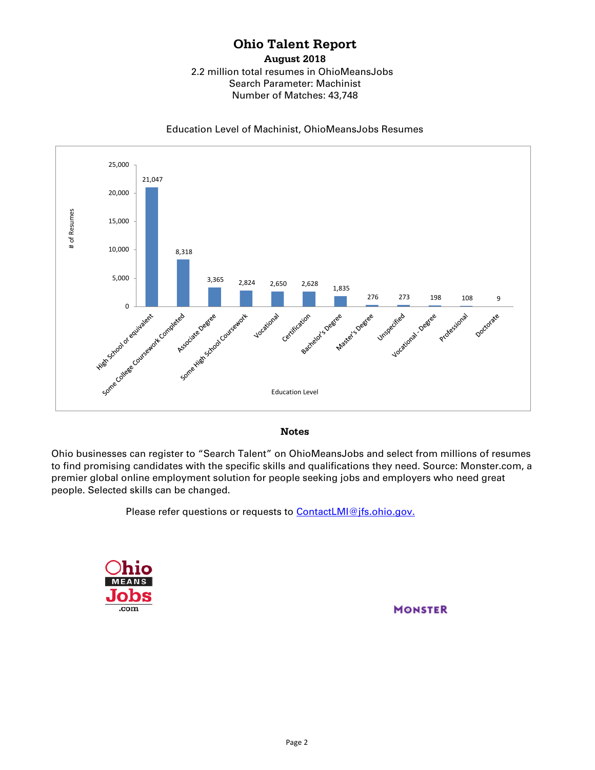# Ohio Talent Report

**August 2018**

2.2 million total resumes in OhioMeansJobs
Search Parameter: Machinist
Number of Matches: 43,748

Education Level of Machinist, OhioMeansJobs Resumes

# of Resumes

25,000
20,000
15,000
10,000
5,000
0

21,047
8,318
3,365
2,824
2,650
2,628
1,835
276
273
198
108
9

High School or equivalent
Some College Coursework Completed
Associate Degree
Some High School Coursework
Vocational
Certification
Bachelor's Degree
Master's Degree
Unspecified
Vocational - Degree
Professional
Doctorate

Education Level

## Notes

Ohio businesses can register to “Search Talent” on OhioMeansJobs and select from millions of resumes to find promising candidates with the specific skills and qualifications they need. Source: Monster.com, a premier global online employment solution for people seeking jobs and employers who need great people. Selected skills can be changed.

Please refer questions or requests to ContactLMI@jfs.ohio.gov.

Ohio MEANS Jobs .com

MONSTER